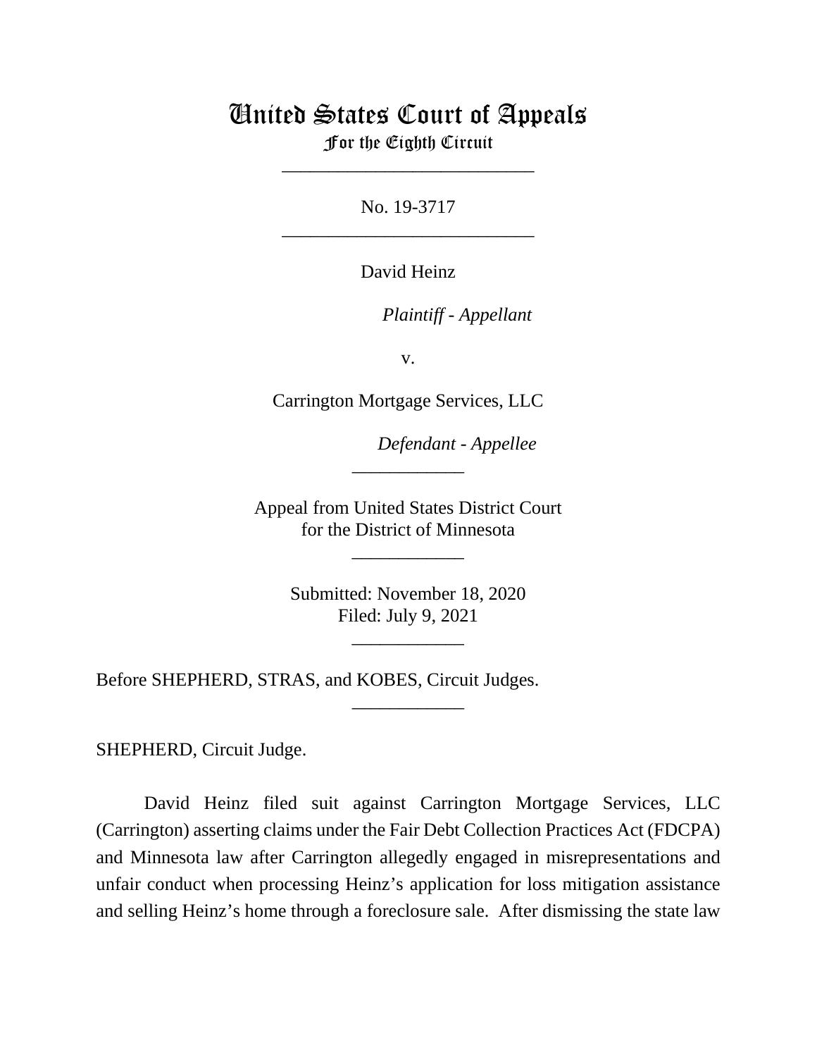# United States Court of Appeals

For the Eighth Circuit

---

No. 19-3717

---

David Heinz

*Plaintiff - Appellant*

v.

Carrington Mortgage Services, LLC

*Defendant - Appellee*

---

Appeal from United States District Court
for the District of Minnesota

---

Submitted: November 18, 2020
Filed: July 9, 2021

---

Before SHEPHERD, STRAS, and KOBES, Circuit Judges.

---

SHEPHERD, Circuit Judge.

David Heinz filed suit against Carrington Mortgage Services, LLC (Carrington) asserting claims under the Fair Debt Collection Practices Act (FDCPA) and Minnesota law after Carrington allegedly engaged in misrepresentations and unfair conduct when processing Heinz's application for loss mitigation assistance and selling Heinz's home through a foreclosure sale. After dismissing the state law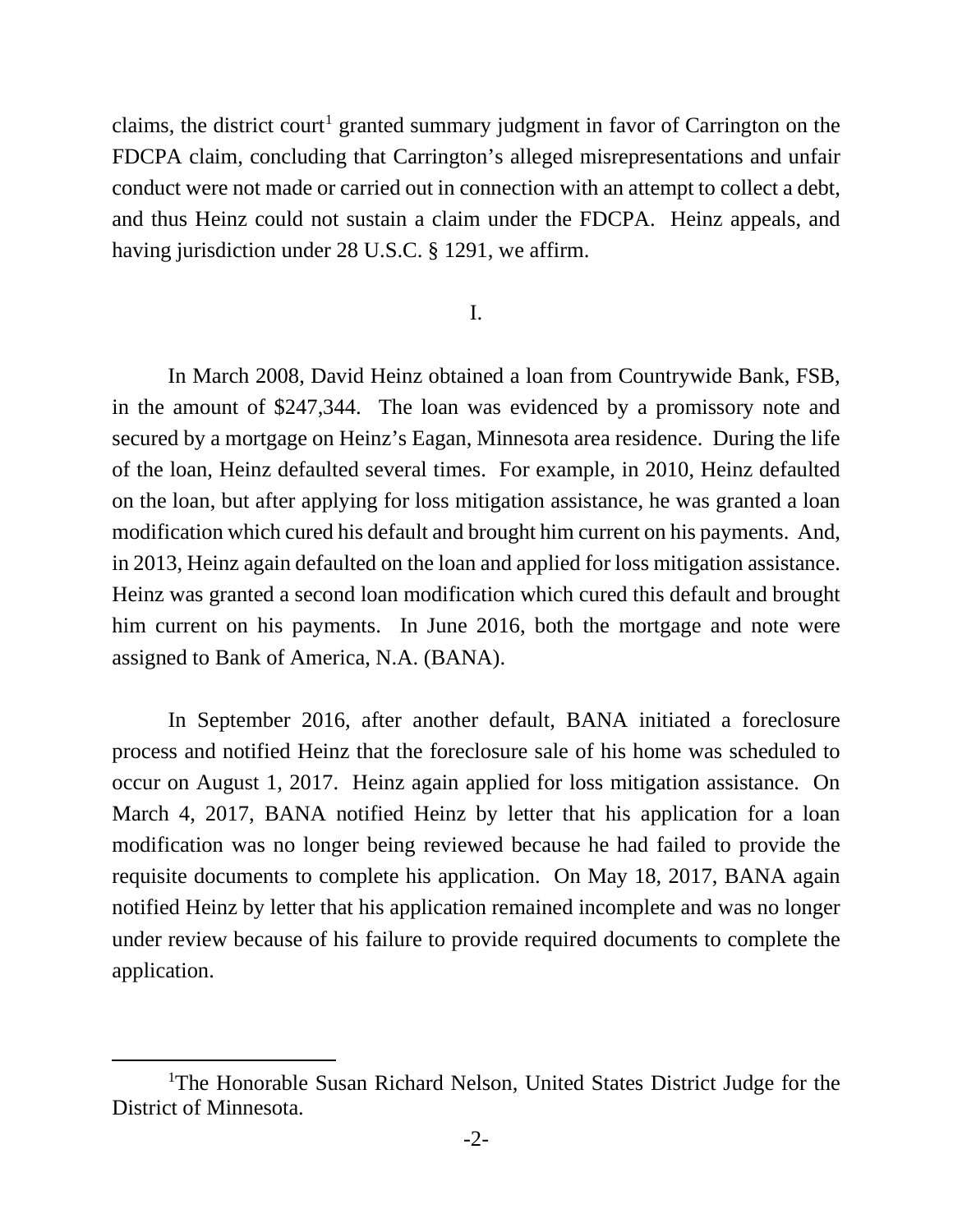claims, the district court[1] granted summary judgment in favor of Carrington on the FDCPA claim, concluding that Carrington's alleged misrepresentations and unfair conduct were not made or carried out in connection with an attempt to collect a debt, and thus Heinz could not sustain a claim under the FDCPA. Heinz appeals, and having jurisdiction under 28 U.S.C. § 1291, we affirm.

## I.

In March 2008, David Heinz obtained a loan from Countrywide Bank, FSB, in the amount of $247,344. The loan was evidenced by a promissory note and secured by a mortgage on Heinz's Eagan, Minnesota area residence. During the life of the loan, Heinz defaulted several times. For example, in 2010, Heinz defaulted on the loan, but after applying for loss mitigation assistance, he was granted a loan modification which cured his default and brought him current on his payments. And, in 2013, Heinz again defaulted on the loan and applied for loss mitigation assistance. Heinz was granted a second loan modification which cured this default and brought him current on his payments. In June 2016, both the mortgage and note were assigned to Bank of America, N.A. (BANA).

In September 2016, after another default, BANA initiated a foreclosure process and notified Heinz that the foreclosure sale of his home was scheduled to occur on August 1, 2017. Heinz again applied for loss mitigation assistance. On March 4, 2017, BANA notified Heinz by letter that his application for a loan modification was no longer being reviewed because he had failed to provide the requisite documents to complete his application. On May 18, 2017, BANA again notified Heinz by letter that his application remained incomplete and was no longer under review because of his failure to provide required documents to complete the application.

---

[1]The Honorable Susan Richard Nelson, United States District Judge for the District of Minnesota.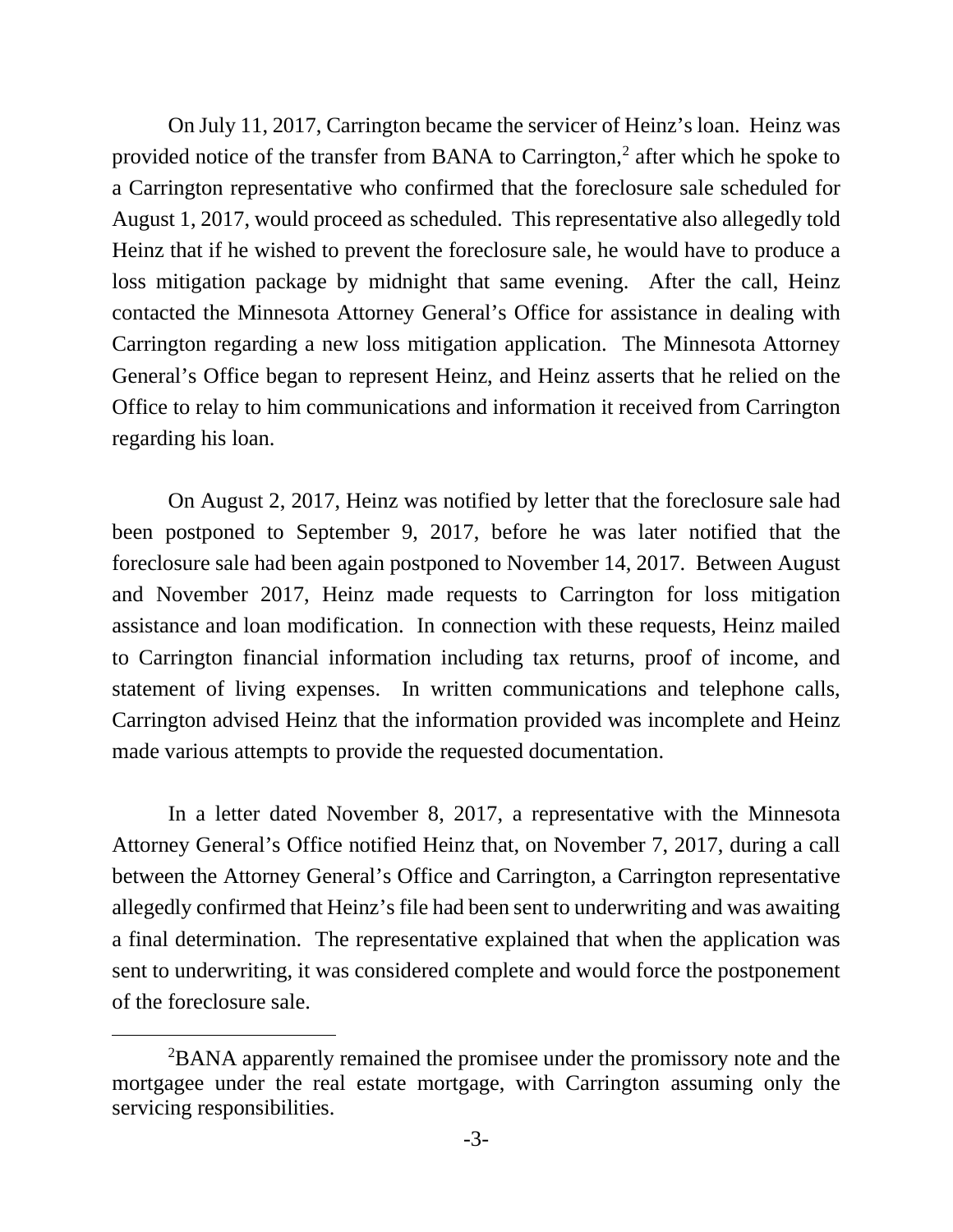On July 11, 2017, Carrington became the servicer of Heinz's loan. Heinz was provided notice of the transfer from BANA to Carrington,[2] after which he spoke to a Carrington representative who confirmed that the foreclosure sale scheduled for August 1, 2017, would proceed as scheduled. This representative also allegedly told Heinz that if he wished to prevent the foreclosure sale, he would have to produce a loss mitigation package by midnight that same evening. After the call, Heinz contacted the Minnesota Attorney General's Office for assistance in dealing with Carrington regarding a new loss mitigation application. The Minnesota Attorney General's Office began to represent Heinz, and Heinz asserts that he relied on the Office to relay to him communications and information it received from Carrington regarding his loan.

On August 2, 2017, Heinz was notified by letter that the foreclosure sale had been postponed to September 9, 2017, before he was later notified that the foreclosure sale had been again postponed to November 14, 2017. Between August and November 2017, Heinz made requests to Carrington for loss mitigation assistance and loan modification. In connection with these requests, Heinz mailed to Carrington financial information including tax returns, proof of income, and statement of living expenses. In written communications and telephone calls, Carrington advised Heinz that the information provided was incomplete and Heinz made various attempts to provide the requested documentation.

In a letter dated November 8, 2017, a representative with the Minnesota Attorney General's Office notified Heinz that, on November 7, 2017, during a call between the Attorney General's Office and Carrington, a Carrington representative allegedly confirmed that Heinz's file had been sent to underwriting and was awaiting a final determination. The representative explained that when the application was sent to underwriting, it was considered complete and would force the postponement of the foreclosure sale.

---

[2] BANA apparently remained the promisee under the promissory note and the mortgagee under the real estate mortgage, with Carrington assuming only the servicing responsibilities.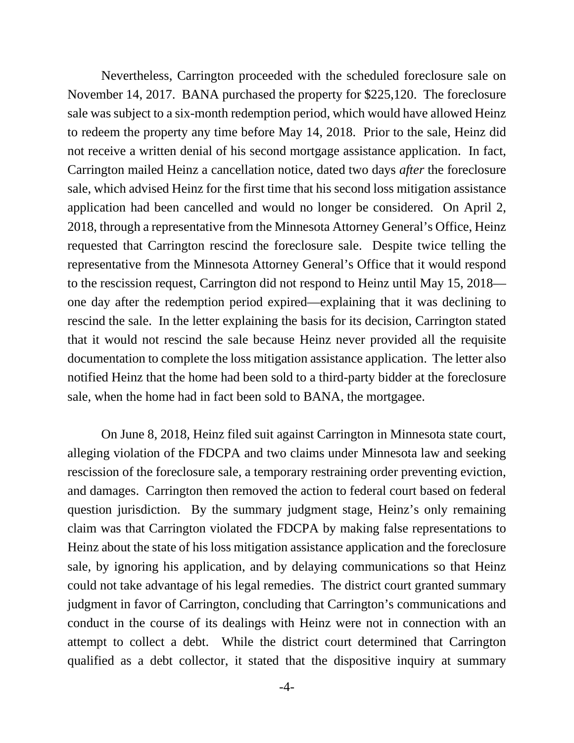Nevertheless, Carrington proceeded with the scheduled foreclosure sale on November 14, 2017. BANA purchased the property for $225,120. The foreclosure sale was subject to a six-month redemption period, which would have allowed Heinz to redeem the property any time before May 14, 2018. Prior to the sale, Heinz did not receive a written denial of his second mortgage assistance application. In fact, Carrington mailed Heinz a cancellation notice, dated two days *after* the foreclosure sale, which advised Heinz for the first time that his second loss mitigation assistance application had been cancelled and would no longer be considered. On April 2, 2018, through a representative from the Minnesota Attorney General's Office, Heinz requested that Carrington rescind the foreclosure sale. Despite twice telling the representative from the Minnesota Attorney General's Office that it would respond to the rescission request, Carrington did not respond to Heinz until May 15, 2018—one day after the redemption period expired—explaining that it was declining to rescind the sale. In the letter explaining the basis for its decision, Carrington stated that it would not rescind the sale because Heinz never provided all the requisite documentation to complete the loss mitigation assistance application. The letter also notified Heinz that the home had been sold to a third-party bidder at the foreclosure sale, when the home had in fact been sold to BANA, the mortgagee.

On June 8, 2018, Heinz filed suit against Carrington in Minnesota state court, alleging violation of the FDCPA and two claims under Minnesota law and seeking rescission of the foreclosure sale, a temporary restraining order preventing eviction, and damages. Carrington then removed the action to federal court based on federal question jurisdiction. By the summary judgment stage, Heinz's only remaining claim was that Carrington violated the FDCPA by making false representations to Heinz about the state of his loss mitigation assistance application and the foreclosure sale, by ignoring his application, and by delaying communications so that Heinz could not take advantage of his legal remedies. The district court granted summary judgment in favor of Carrington, concluding that Carrington's communications and conduct in the course of its dealings with Heinz were not in connection with an attempt to collect a debt. While the district court determined that Carrington qualified as a debt collector, it stated that the dispositive inquiry at summary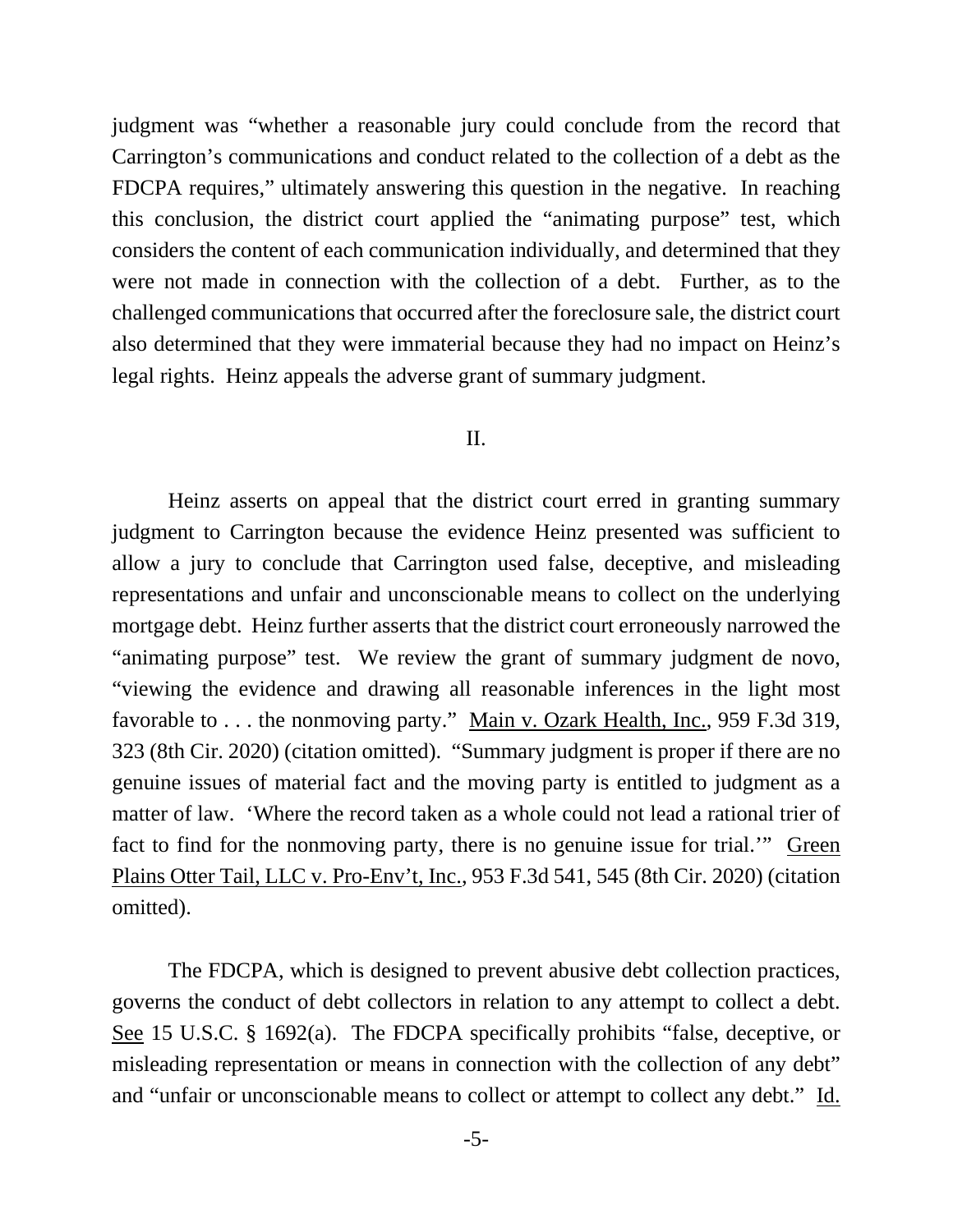judgment was "whether a reasonable jury could conclude from the record that Carrington's communications and conduct related to the collection of a debt as the FDCPA requires," ultimately answering this question in the negative. In reaching this conclusion, the district court applied the "animating purpose" test, which considers the content of each communication individually, and determined that they were not made in connection with the collection of a debt. Further, as to the challenged communications that occurred after the foreclosure sale, the district court also determined that they were immaterial because they had no impact on Heinz's legal rights. Heinz appeals the adverse grant of summary judgment.

## II.

Heinz asserts on appeal that the district court erred in granting summary judgment to Carrington because the evidence Heinz presented was sufficient to allow a jury to conclude that Carrington used false, deceptive, and misleading representations and unfair and unconscionable means to collect on the underlying mortgage debt. Heinz further asserts that the district court erroneously narrowed the "animating purpose" test. We review the grant of summary judgment de novo, "viewing the evidence and drawing all reasonable inferences in the light most favorable to . . . the nonmoving party." Main v. Ozark Health, Inc., 959 F.3d 319, 323 (8th Cir. 2020) (citation omitted). "Summary judgment is proper if there are no genuine issues of material fact and the moving party is entitled to judgment as a matter of law. 'Where the record taken as a whole could not lead a rational trier of fact to find for the nonmoving party, there is no genuine issue for trial.'" Green Plains Otter Tail, LLC v. Pro-Env't, Inc., 953 F.3d 541, 545 (8th Cir. 2020) (citation omitted).

The FDCPA, which is designed to prevent abusive debt collection practices, governs the conduct of debt collectors in relation to any attempt to collect a debt. See 15 U.S.C. § 1692(a). The FDCPA specifically prohibits "false, deceptive, or misleading representation or means in connection with the collection of any debt" and "unfair or unconscionable means to collect or attempt to collect any debt." Id.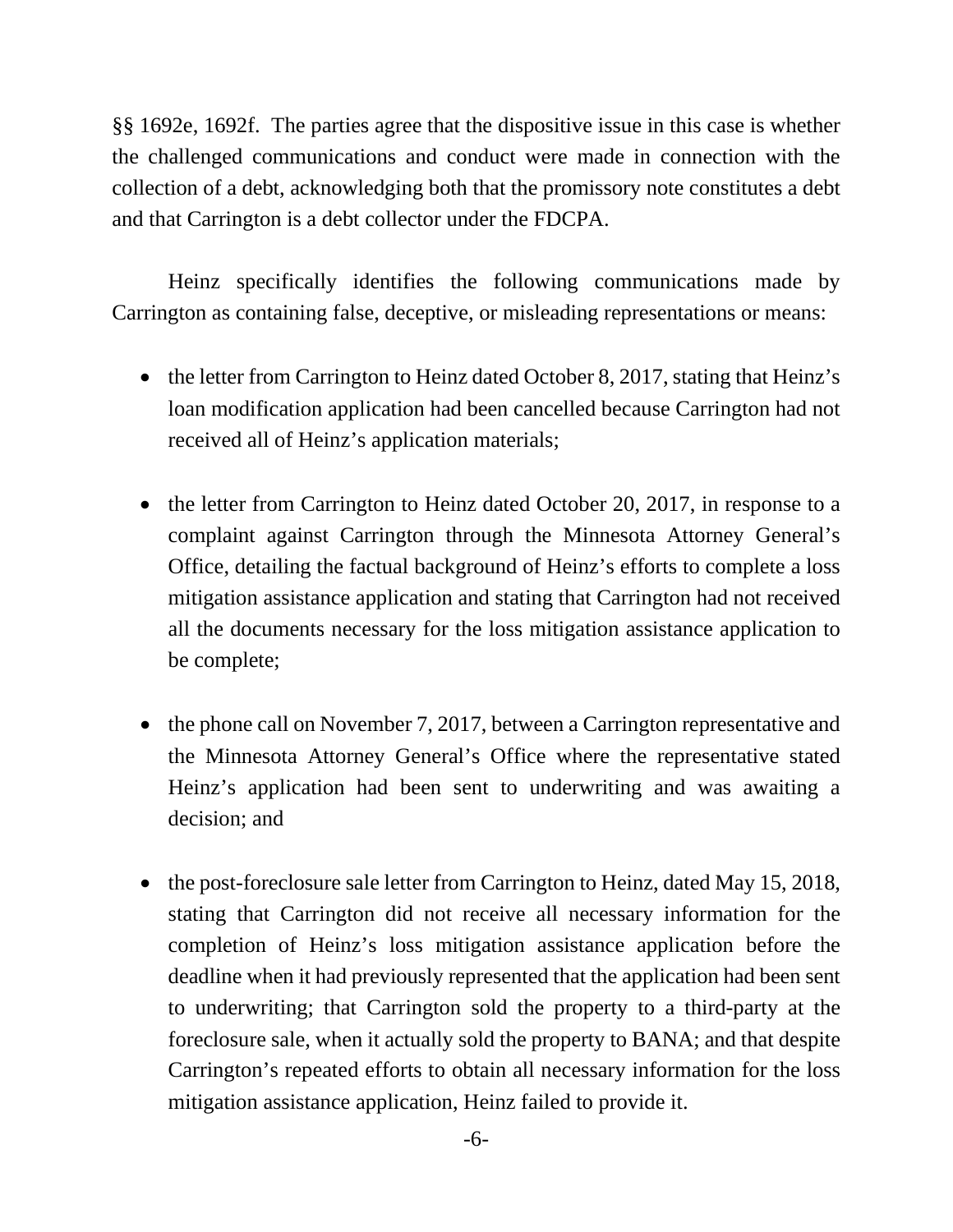§§ 1692e, 1692f. The parties agree that the dispositive issue in this case is whether the challenged communications and conduct were made in connection with the collection of a debt, acknowledging both that the promissory note constitutes a debt and that Carrington is a debt collector under the FDCPA.

Heinz specifically identifies the following communications made by Carrington as containing false, deceptive, or misleading representations or means:

- the letter from Carrington to Heinz dated October 8, 2017, stating that Heinz's loan modification application had been cancelled because Carrington had not received all of Heinz's application materials;

- the letter from Carrington to Heinz dated October 20, 2017, in response to a complaint against Carrington through the Minnesota Attorney General's Office, detailing the factual background of Heinz's efforts to complete a loss mitigation assistance application and stating that Carrington had not received all the documents necessary for the loss mitigation assistance application to be complete;

- the phone call on November 7, 2017, between a Carrington representative and the Minnesota Attorney General's Office where the representative stated Heinz's application had been sent to underwriting and was awaiting a decision; and

- the post-foreclosure sale letter from Carrington to Heinz, dated May 15, 2018, stating that Carrington did not receive all necessary information for the completion of Heinz's loss mitigation assistance application before the deadline when it had previously represented that the application had been sent to underwriting; that Carrington sold the property to a third-party at the foreclosure sale, when it actually sold the property to BANA; and that despite Carrington's repeated efforts to obtain all necessary information for the loss mitigation assistance application, Heinz failed to provide it.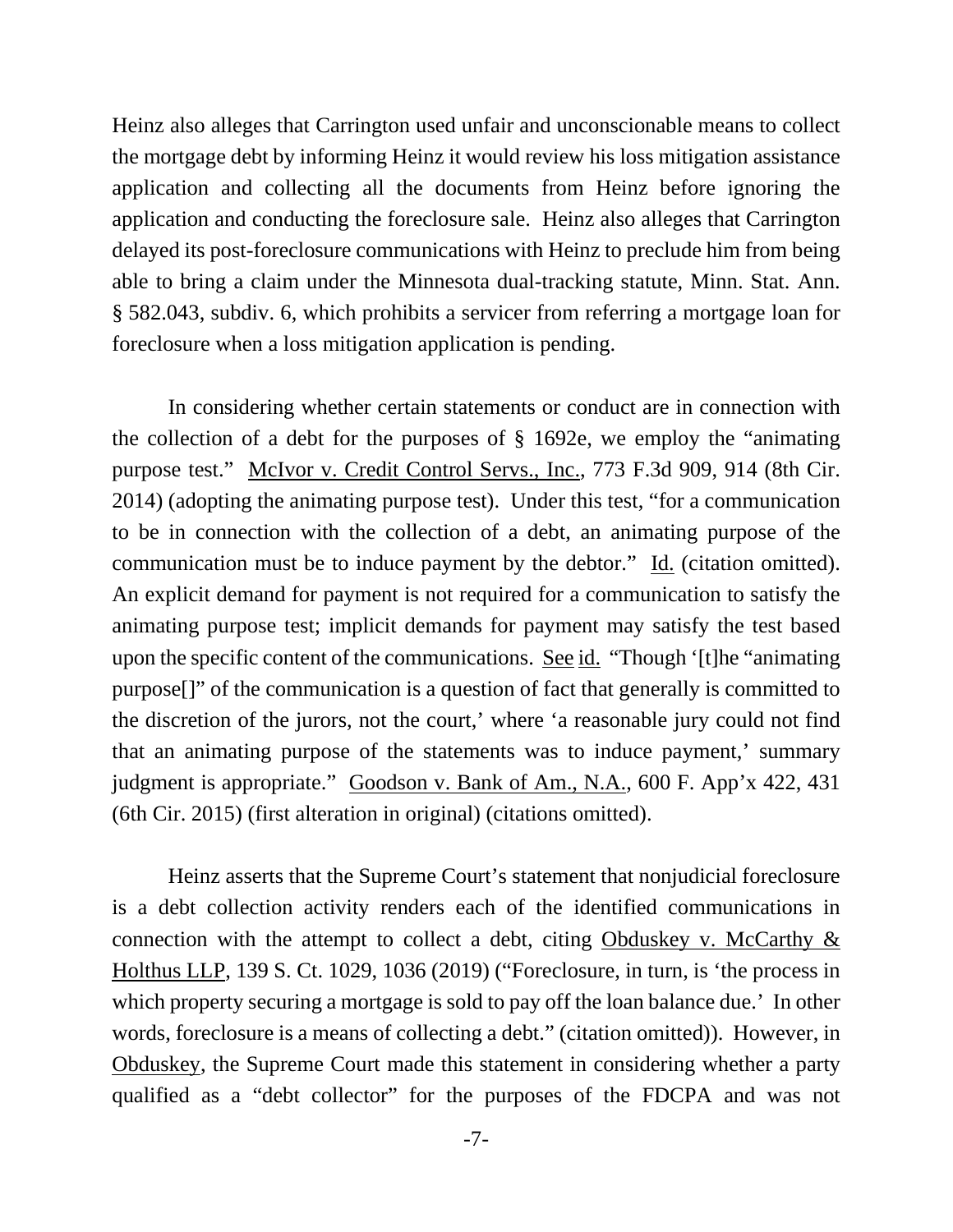Heinz also alleges that Carrington used unfair and unconscionable means to collect the mortgage debt by informing Heinz it would review his loss mitigation assistance application and collecting all the documents from Heinz before ignoring the application and conducting the foreclosure sale. Heinz also alleges that Carrington delayed its post-foreclosure communications with Heinz to preclude him from being able to bring a claim under the Minnesota dual-tracking statute, Minn. Stat. Ann. § 582.043, subdiv. 6, which prohibits a servicer from referring a mortgage loan for foreclosure when a loss mitigation application is pending.

In considering whether certain statements or conduct are in connection with the collection of a debt for the purposes of § 1692e, we employ the "animating purpose test." McIvor v. Credit Control Servs., Inc., 773 F.3d 909, 914 (8th Cir. 2014) (adopting the animating purpose test). Under this test, "for a communication to be in connection with the collection of a debt, an animating purpose of the communication must be to induce payment by the debtor." Id. (citation omitted). An explicit demand for payment is not required for a communication to satisfy the animating purpose test; implicit demands for payment may satisfy the test based upon the specific content of the communications. See id. "Though '[t]he "animating purpose[]" of the communication is a question of fact that generally is committed to the discretion of the jurors, not the court,' where 'a reasonable jury could not find that an animating purpose of the statements was to induce payment,' summary judgment is appropriate." Goodson v. Bank of Am., N.A., 600 F. App'x 422, 431 (6th Cir. 2015) (first alteration in original) (citations omitted).

Heinz asserts that the Supreme Court's statement that nonjudicial foreclosure is a debt collection activity renders each of the identified communications in connection with the attempt to collect a debt, citing Obduskey v. McCarthy & Holthus LLP, 139 S. Ct. 1029, 1036 (2019) ("Foreclosure, in turn, is 'the process in which property securing a mortgage is sold to pay off the loan balance due.' In other words, foreclosure is a means of collecting a debt." (citation omitted)). However, in Obduskey, the Supreme Court made this statement in considering whether a party qualified as a "debt collector" for the purposes of the FDCPA and was not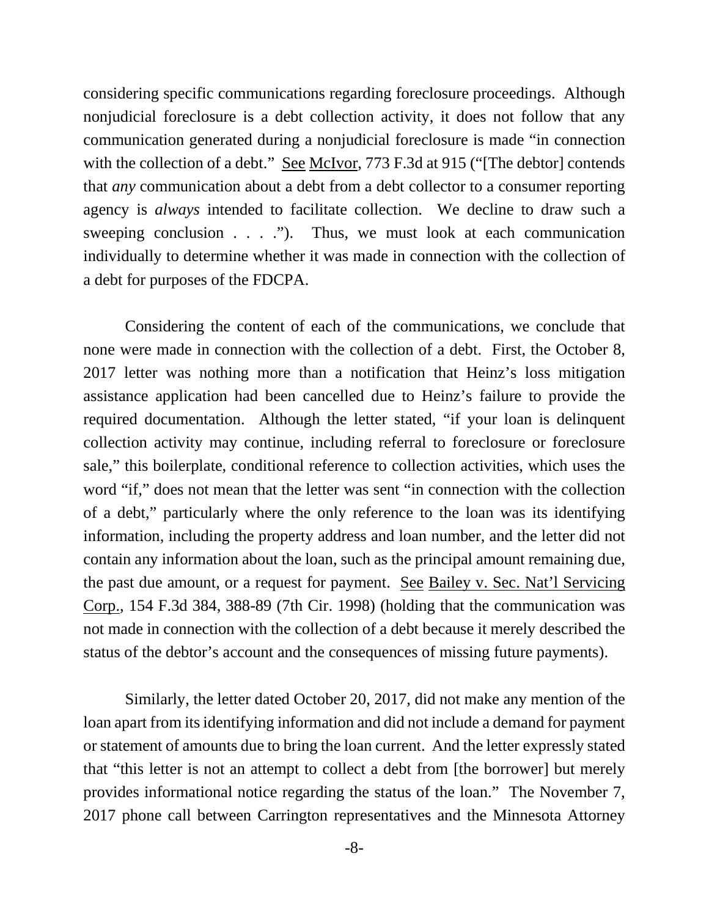considering specific communications regarding foreclosure proceedings. Although nonjudicial foreclosure is a debt collection activity, it does not follow that any communication generated during a nonjudicial foreclosure is made "in connection with the collection of a debt." See McIvor, 773 F.3d at 915 ("[The debtor] contends that *any* communication about a debt from a debt collector to a consumer reporting agency is *always* intended to facilitate collection. We decline to draw such a sweeping conclusion . . . ."). Thus, we must look at each communication individually to determine whether it was made in connection with the collection of a debt for purposes of the FDCPA.

Considering the content of each of the communications, we conclude that none were made in connection with the collection of a debt. First, the October 8, 2017 letter was nothing more than a notification that Heinz's loss mitigation assistance application had been cancelled due to Heinz's failure to provide the required documentation. Although the letter stated, "if your loan is delinquent collection activity may continue, including referral to foreclosure or foreclosure sale," this boilerplate, conditional reference to collection activities, which uses the word "if," does not mean that the letter was sent "in connection with the collection of a debt," particularly where the only reference to the loan was its identifying information, including the property address and loan number, and the letter did not contain any information about the loan, such as the principal amount remaining due, the past due amount, or a request for payment. See Bailey v. Sec. Nat'l Servicing Corp., 154 F.3d 384, 388-89 (7th Cir. 1998) (holding that the communication was not made in connection with the collection of a debt because it merely described the status of the debtor's account and the consequences of missing future payments).

Similarly, the letter dated October 20, 2017, did not make any mention of the loan apart from its identifying information and did not include a demand for payment or statement of amounts due to bring the loan current. And the letter expressly stated that "this letter is not an attempt to collect a debt from [the borrower] but merely provides informational notice regarding the status of the loan." The November 7, 2017 phone call between Carrington representatives and the Minnesota Attorney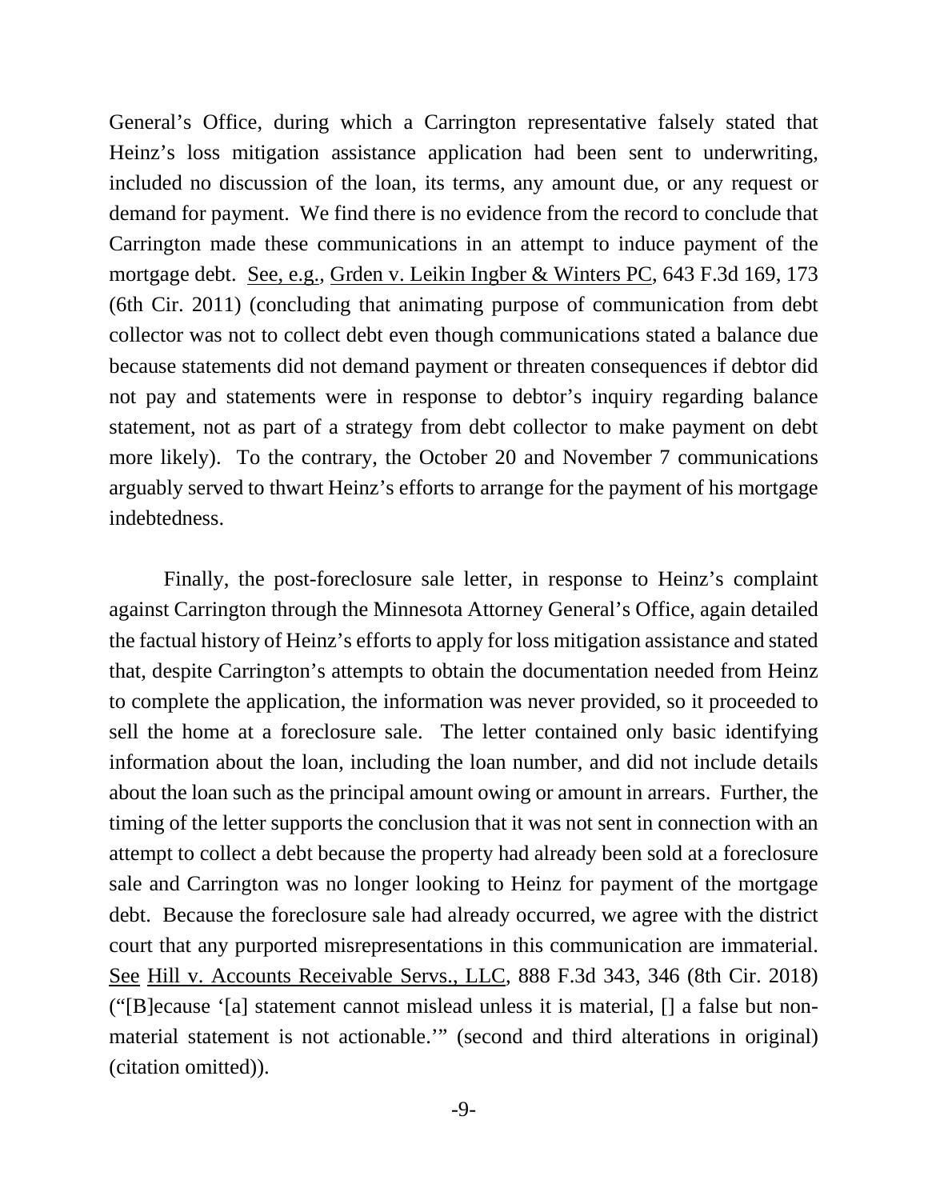General's Office, during which a Carrington representative falsely stated that Heinz's loss mitigation assistance application had been sent to underwriting, included no discussion of the loan, its terms, any amount due, or any request or demand for payment. We find there is no evidence from the record to conclude that Carrington made these communications in an attempt to induce payment of the mortgage debt. See, e.g., Grden v. Leikin Ingber & Winters PC, 643 F.3d 169, 173 (6th Cir. 2011) (concluding that animating purpose of communication from debt collector was not to collect debt even though communications stated a balance due because statements did not demand payment or threaten consequences if debtor did not pay and statements were in response to debtor's inquiry regarding balance statement, not as part of a strategy from debt collector to make payment on debt more likely). To the contrary, the October 20 and November 7 communications arguably served to thwart Heinz's efforts to arrange for the payment of his mortgage indebtedness.

Finally, the post-foreclosure sale letter, in response to Heinz's complaint against Carrington through the Minnesota Attorney General's Office, again detailed the factual history of Heinz's efforts to apply for loss mitigation assistance and stated that, despite Carrington's attempts to obtain the documentation needed from Heinz to complete the application, the information was never provided, so it proceeded to sell the home at a foreclosure sale. The letter contained only basic identifying information about the loan, including the loan number, and did not include details about the loan such as the principal amount owing or amount in arrears. Further, the timing of the letter supports the conclusion that it was not sent in connection with an attempt to collect a debt because the property had already been sold at a foreclosure sale and Carrington was no longer looking to Heinz for payment of the mortgage debt. Because the foreclosure sale had already occurred, we agree with the district court that any purported misrepresentations in this communication are immaterial. See Hill v. Accounts Receivable Servs., LLC, 888 F.3d 343, 346 (8th Cir. 2018) ("[B]ecause '[a] statement cannot mislead unless it is material, [] a false but non-material statement is not actionable.'" (second and third alterations in original) (citation omitted)).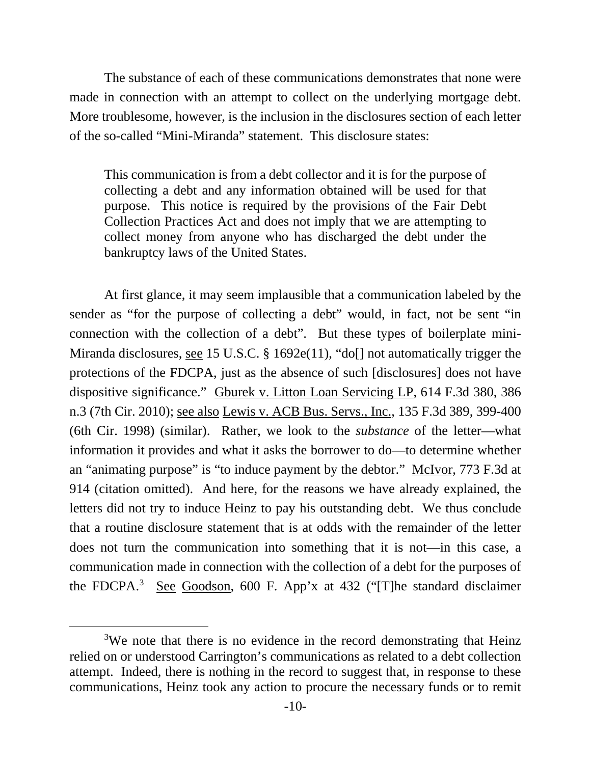The substance of each of these communications demonstrates that none were made in connection with an attempt to collect on the underlying mortgage debt. More troublesome, however, is the inclusion in the disclosures section of each letter of the so-called "Mini-Miranda" statement. This disclosure states:

> This communication is from a debt collector and it is for the purpose of collecting a debt and any information obtained will be used for that purpose. This notice is required by the provisions of the Fair Debt Collection Practices Act and does not imply that we are attempting to collect money from anyone who has discharged the debt under the bankruptcy laws of the United States.

At first glance, it may seem implausible that a communication labeled by the sender as "for the purpose of collecting a debt" would, in fact, not be sent "in connection with the collection of a debt". But these types of boilerplate mini-Miranda disclosures, see 15 U.S.C. § 1692e(11), "do[] not automatically trigger the protections of the FDCPA, just as the absence of such [disclosures] does not have dispositive significance." Gburek v. Litton Loan Servicing LP, 614 F.3d 380, 386 n.3 (7th Cir. 2010); see also Lewis v. ACB Bus. Servs., Inc., 135 F.3d 389, 399-400 (6th Cir. 1998) (similar). Rather, we look to the *substance* of the letter—what information it provides and what it asks the borrower to do—to determine whether an "animating purpose" is "to induce payment by the debtor." McIvor, 773 F.3d at 914 (citation omitted). And here, for the reasons we have already explained, the letters did not try to induce Heinz to pay his outstanding debt. We thus conclude that a routine disclosure statement that is at odds with the remainder of the letter does not turn the communication into something that it is not—in this case, a communication made in connection with the collection of a debt for the purposes of the FDCPA.[3] See Goodson, 600 F. App'x at 432 ("[T]he standard disclaimer

[3]We note that there is no evidence in the record demonstrating that Heinz relied on or understood Carrington's communications as related to a debt collection attempt. Indeed, there is nothing in the record to suggest that, in response to these communications, Heinz took any action to procure the necessary funds or to remit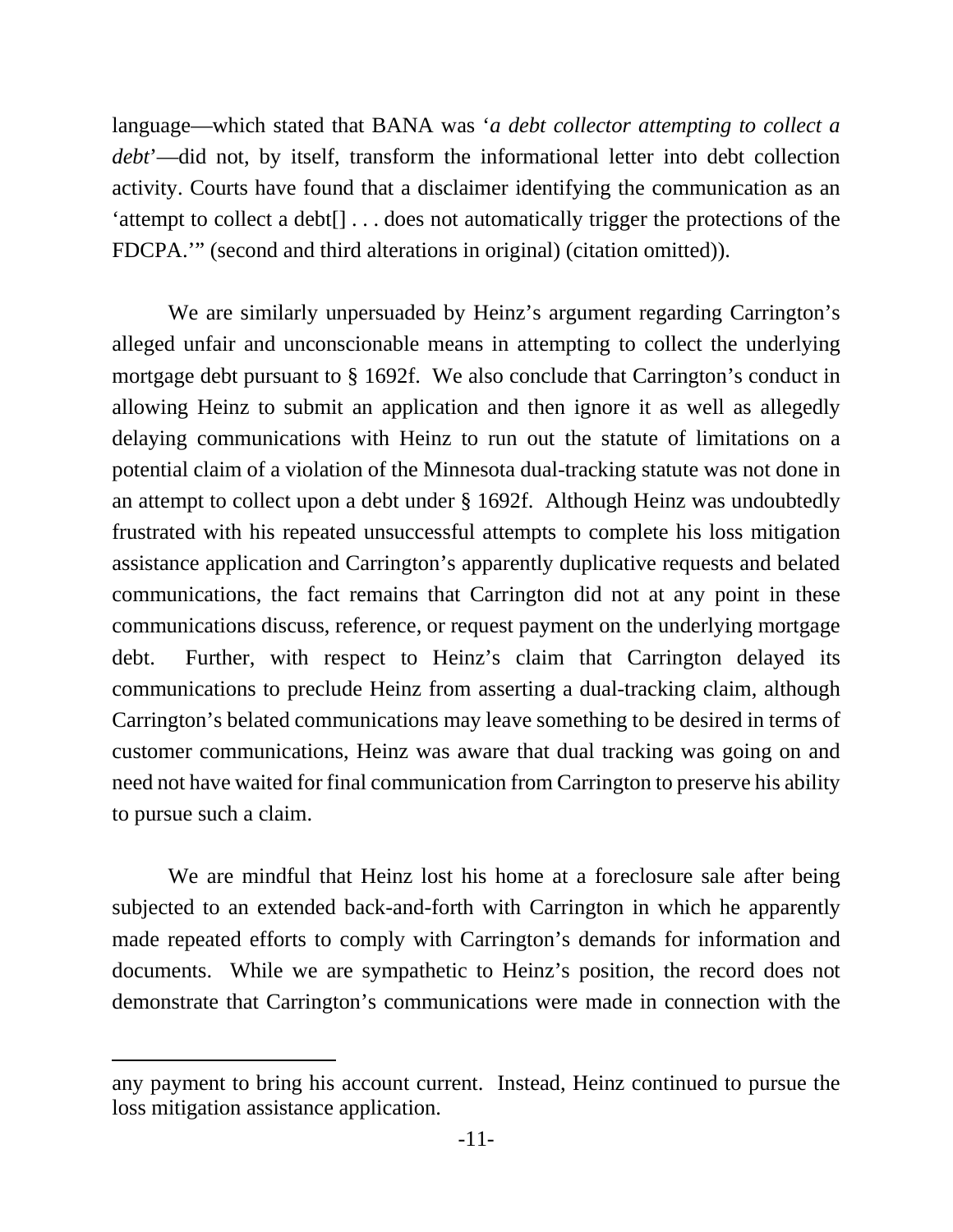language—which stated that BANA was '*a debt collector attempting to collect a debt*'—did not, by itself, transform the informational letter into debt collection activity. Courts have found that a disclaimer identifying the communication as an 'attempt to collect a debt[] . . . does not automatically trigger the protections of the FDCPA.'" (second and third alterations in original) (citation omitted)).

We are similarly unpersuaded by Heinz's argument regarding Carrington's alleged unfair and unconscionable means in attempting to collect the underlying mortgage debt pursuant to § 1692f. We also conclude that Carrington's conduct in allowing Heinz to submit an application and then ignore it as well as allegedly delaying communications with Heinz to run out the statute of limitations on a potential claim of a violation of the Minnesota dual-tracking statute was not done in an attempt to collect upon a debt under § 1692f. Although Heinz was undoubtedly frustrated with his repeated unsuccessful attempts to complete his loss mitigation assistance application and Carrington's apparently duplicative requests and belated communications, the fact remains that Carrington did not at any point in these communications discuss, reference, or request payment on the underlying mortgage debt. Further, with respect to Heinz's claim that Carrington delayed its communications to preclude Heinz from asserting a dual-tracking claim, although Carrington's belated communications may leave something to be desired in terms of customer communications, Heinz was aware that dual tracking was going on and need not have waited for final communication from Carrington to preserve his ability to pursue such a claim.

We are mindful that Heinz lost his home at a foreclosure sale after being subjected to an extended back-and-forth with Carrington in which he apparently made repeated efforts to comply with Carrington's demands for information and documents. While we are sympathetic to Heinz's position, the record does not demonstrate that Carrington's communications were made in connection with the

---

any payment to bring his account current. Instead, Heinz continued to pursue the loss mitigation assistance application.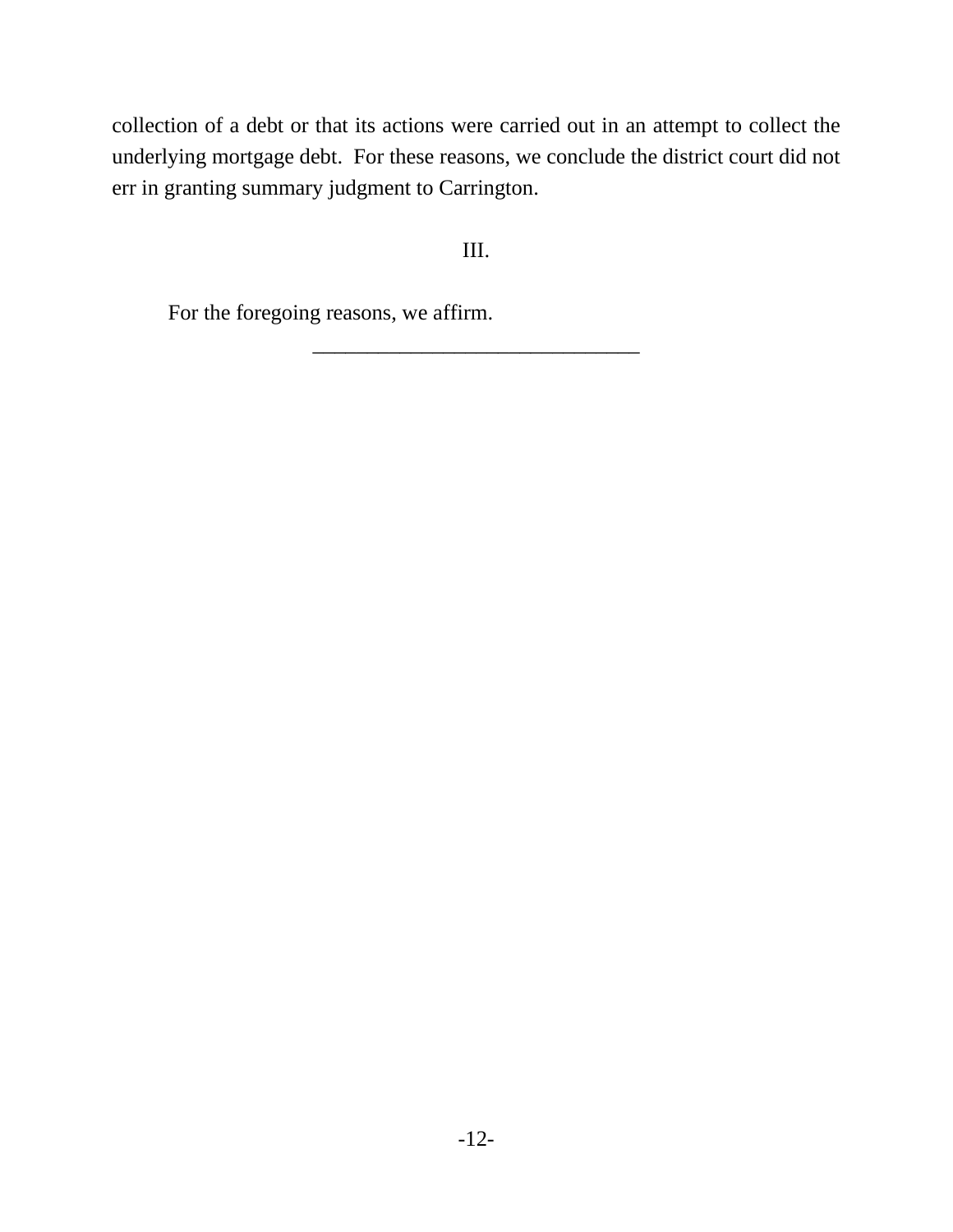collection of a debt or that its actions were carried out in an attempt to collect the underlying mortgage debt. For these reasons, we conclude the district court did not err in granting summary judgment to Carrington.

III.

For the foregoing reasons, we affirm.

______________________________